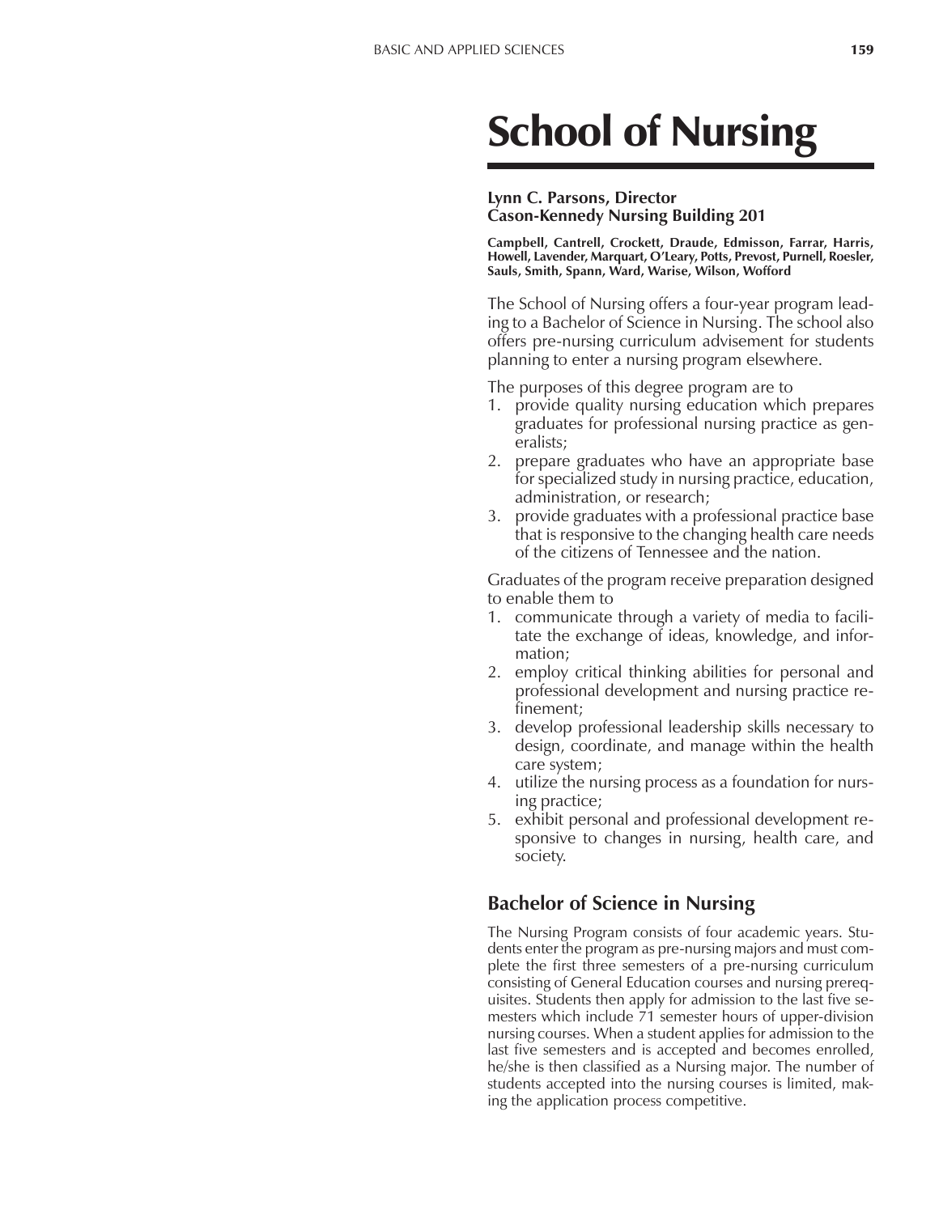# School of Nursing

**Lynn C. Parsons, Director**
**Cason-Kennedy Nursing Building 201**

**Campbell, Cantrell, Crockett, Draude, Edmisson, Farrar, Harris, Howell, Lavender, Marquart, O'Leary, Potts, Prevost, Purnell, Roesler, Sauls, Smith, Spann, Ward, Warise, Wilson, Wofford**

The School of Nursing offers a four-year program leading to a Bachelor of Science in Nursing. The school also offers pre-nursing curriculum advisement for students planning to enter a nursing program elsewhere.

The purposes of this degree program are to

1. provide quality nursing education which prepares graduates for professional nursing practice as generalists;
2. prepare graduates who have an appropriate base for specialized study in nursing practice, education, administration, or research;
3. provide graduates with a professional practice base that is responsive to the changing health care needs of the citizens of Tennessee and the nation.

Graduates of the program receive preparation designed to enable them to

1. communicate through a variety of media to facilitate the exchange of ideas, knowledge, and information;
2. employ critical thinking abilities for personal and professional development and nursing practice refinement;
3. develop professional leadership skills necessary to design, coordinate, and manage within the health care system;
4. utilize the nursing process as a foundation for nursing practice;
5. exhibit personal and professional development responsive to changes in nursing, health care, and society.

## Bachelor of Science in Nursing

The Nursing Program consists of four academic years. Students enter the program as pre-nursing majors and must complete the first three semesters of a pre-nursing curriculum consisting of General Education courses and nursing prerequisites. Students then apply for admission to the last five semesters which include 71 semester hours of upper-division nursing courses. When a student applies for admission to the last five semesters and is accepted and becomes enrolled, he/she is then classified as a Nursing major. The number of students accepted into the nursing courses is limited, making the application process competitive.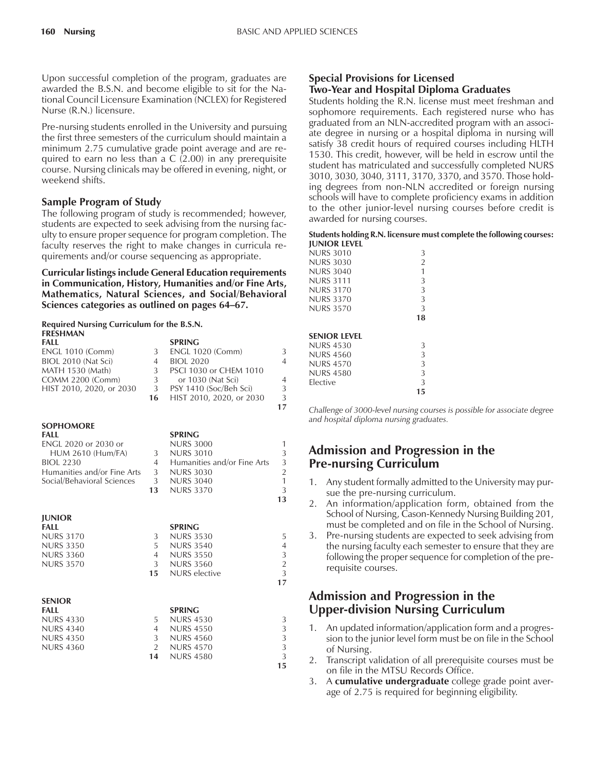Upon successful completion of the program, graduates are awarded the B.S.N. and become eligible to sit for the National Council Licensure Examination (NCLEX) for Registered Nurse (R.N.) licensure.

Pre-nursing students enrolled in the University and pursuing the first three semesters of the curriculum should maintain a minimum 2.75 cumulative grade point average and are required to earn no less than a C (2.00) in any prerequisite course. Nursing clinicals may be offered in evening, night, or weekend shifts.

### Sample Program of Study

The following program of study is recommended; however, students are expected to seek advising from the nursing faculty to ensure proper sequence for program completion. The faculty reserves the right to make changes in curricula requirements and/or course sequencing as appropriate.

**Curricular listings include General Education requirements in Communication, History, Humanities and/or Fine Arts, Mathematics, Natural Sciences, and Social/Behavioral Sciences categories as outlined on pages 64–67.**

**Required Nursing Curriculum for the B.S.N.**

**FRESHMAN**

| FALL | | SPRING | |
|---|---|---|---|
| ENGL 1010 (Comm) | 3 | ENGL 1020 (Comm) | 3 |
| BIOL 2010 (Nat Sci) | 4 | BIOL 2020 | 4 |
| MATH 1530 (Math) | 3 | PSCI 1030 or CHEM 1010 or 1030 (Nat Sci) | 4 |
| COMM 2200 (Comm) | 3 | PSY 1410 (Soc/Beh Sci) | 3 |
| HIST 2010, 2020, or 2030 | 3 | HIST 2010, 2020, or 2030 | 3 |
| | **16** | | **17** |

**SOPHOMORE**

| FALL | | SPRING | |
|---|---|---|---|
| ENGL 2020 or 2030 or HUM 2610 (Hum/FA) | 3 | NURS 3000 | 1 |
| BIOL 2230 | 4 | NURS 3010 | 3 |
| Humanities and/or Fine Arts | 3 | Humanities and/or Fine Arts | 3 |
| Social/Behavioral Sciences | 3 | NURS 3030 | 2 |
| | **13** | NURS 3040 | 1 |
| | | NURS 3370 | 3 |
| | | | **13** |

**JUNIOR**

| FALL | | SPRING | |
|---|---|---|---|
| NURS 3170 | 3 | NURS 3530 | 5 |
| NURS 3350 | 5 | NURS 3540 | 4 |
| NURS 3360 | 4 | NURS 3550 | 3 |
| NURS 3570 | 3 | NURS 3560 | 2 |
| | **15** | NURS elective | 3 |
| | | | **17** |

**SENIOR**

| FALL | | SPRING | |
|---|---|---|---|
| NURS 4330 | 5 | NURS 4530 | 3 |
| NURS 4340 | 4 | NURS 4550 | 3 |
| NURS 4350 | 3 | NURS 4560 | 3 |
| NURS 4360 | 2 | NURS 4570 | 3 |
| | **14** | NURS 4580 | 3 |
| | | | **15** |

### Special Provisions for Licensed Two-Year and Hospital Diploma Graduates

Students holding the R.N. license must meet freshman and sophomore requirements. Each registered nurse who has graduated from an NLN-accredited program with an associate degree in nursing or a hospital diploma in nursing will satisfy 38 credit hours of required courses including HLTH 1530. This credit, however, will be held in escrow until the student has matriculated and successfully completed NURS 3010, 3030, 3040, 3111, 3170, 3370, and 3570. Those holding degrees from non-NLN accredited or foreign nursing schools will have to complete proficiency exams in addition to the other junior-level nursing courses before credit is awarded for nursing courses.

**Students holding R.N. licensure must complete the following courses:**

| JUNIOR LEVEL | |
|---|---|
| NURS 3010 | 3 |
| NURS 3030 | 2 |
| NURS 3040 | 1 |
| NURS 3111 | 3 |
| NURS 3170 | 3 |
| NURS 3370 | 3 |
| NURS 3570 | 3 |
| | **18** |

| SENIOR LEVEL | |
|---|---|
| NURS 4530 | 3 |
| NURS 4560 | 3 |
| NURS 4570 | 3 |
| NURS 4580 | 3 |
| Elective | 3 |
| | **15** |

*Challenge of 3000-level nursing courses is possible for associate degree and hospital diploma nursing graduates.*

## Admission and Progression in the Pre-nursing Curriculum

1. Any student formally admitted to the University may pursue the pre-nursing curriculum.
2. An information/application form, obtained from the School of Nursing, Cason-Kennedy Nursing Building 201, must be completed and on file in the School of Nursing.
3. Pre-nursing students are expected to seek advising from the nursing faculty each semester to ensure that they are following the proper sequence for completion of the prerequisite courses.

## Admission and Progression in the Upper-division Nursing Curriculum

1. An updated information/application form and a progression to the junior level form must be on file in the School of Nursing.
2. Transcript validation of all prerequisite courses must be on file in the MTSU Records Office.
3. A **cumulative undergraduate** college grade point average of 2.75 is required for beginning eligibility.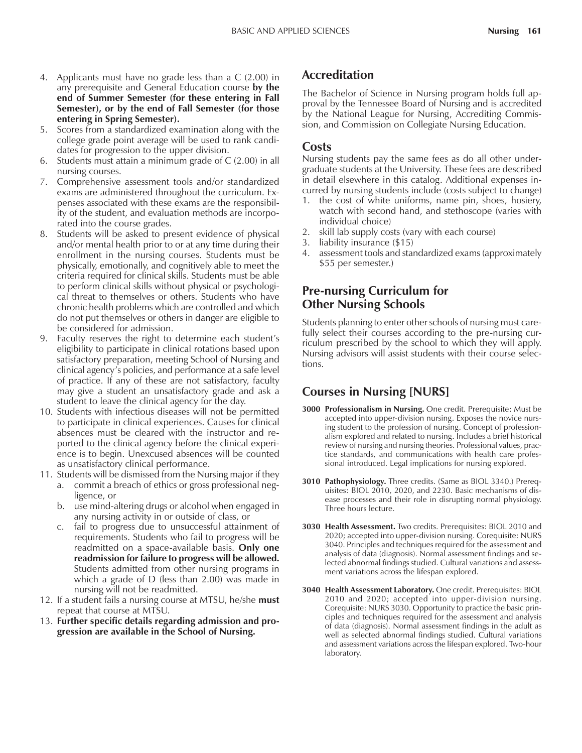4. Applicants must have no grade less than a C (2.00) in any prerequisite and General Education course **by the end of Summer Semester (for these entering in Fall Semester), or by the end of Fall Semester (for those entering in Spring Semester).**
5. Scores from a standardized examination along with the college grade point average will be used to rank candidates for progression to the upper division.
6. Students must attain a minimum grade of C (2.00) in all nursing courses.
7. Comprehensive assessment tools and/or standardized exams are administered throughout the curriculum. Expenses associated with these exams are the responsibility of the student, and evaluation methods are incorporated into the course grades.
8. Students will be asked to present evidence of physical and/or mental health prior to or at any time during their enrollment in the nursing courses. Students must be physically, emotionally, and cognitively able to meet the criteria required for clinical skills. Students must be able to perform clinical skills without physical or psychological threat to themselves or others. Students who have chronic health problems which are controlled and which do not put themselves or others in danger are eligible to be considered for admission.
9. Faculty reserves the right to determine each student's eligibility to participate in clinical rotations based upon satisfactory preparation, meeting School of Nursing and clinical agency's policies, and performance at a safe level of practice. If any of these are not satisfactory, faculty may give a student an unsatisfactory grade and ask a student to leave the clinical agency for the day.
10. Students with infectious diseases will not be permitted to participate in clinical experiences. Causes for clinical absences must be cleared with the instructor and reported to the clinical agency before the clinical experience is to begin. Unexcused absences will be counted as unsatisfactory clinical performance.
11. Students will be dismissed from the Nursing major if they
    a. commit a breach of ethics or gross professional negligence, or
    b. use mind-altering drugs or alcohol when engaged in any nursing activity in or outside of class, or
    c. fail to progress due to unsuccessful attainment of requirements. Students who fail to progress will be readmitted on a space-available basis. **Only one readmission for failure to progress will be allowed.** Students admitted from other nursing programs in which a grade of D (less than 2.00) was made in nursing will not be readmitted.
12. If a student fails a nursing course at MTSU, he/she **must** repeat that course at MTSU.
13. **Further specific details regarding admission and progression are available in the School of Nursing.**

## Accreditation

The Bachelor of Science in Nursing program holds full approval by the Tennessee Board of Nursing and is accredited by the National League for Nursing, Accrediting Commission, and Commission on Collegiate Nursing Education.

## Costs

Nursing students pay the same fees as do all other undergraduate students at the University. These fees are described in detail elsewhere in this catalog. Additional expenses incurred by nursing students include (costs subject to change)

1. the cost of white uniforms, name pin, shoes, hosiery, watch with second hand, and stethoscope (varies with individual choice)
2. skill lab supply costs (vary with each course)
3. liability insurance ($15)
4. assessment tools and standardized exams (approximately $55 per semester.)

## Pre-nursing Curriculum for Other Nursing Schools

Students planning to enter other schools of nursing must carefully select their courses according to the pre-nursing curriculum prescribed by the school to which they will apply. Nursing advisors will assist students with their course selections.

## Courses in Nursing [NURS]

**3000 Professionalism in Nursing.** One credit. Prerequisite: Must be accepted into upper-division nursing. Exposes the novice nursing student to the profession of nursing. Concept of professionalism explored and related to nursing. Includes a brief historical review of nursing and nursing theories. Professional values, practice standards, and communications with health care professional introduced. Legal implications for nursing explored.

**3010 Pathophysiology.** Three credits. (Same as BIOL 3340.) Prerequisites: BIOL 2010, 2020, and 2230. Basic mechanisms of disease processes and their role in disrupting normal physiology. Three hours lecture.

**3030 Health Assessment.** Two credits. Prerequisites: BIOL 2010 and 2020; accepted into upper-division nursing. Corequisite: NURS 3040. Principles and techniques required for the assessment and analysis of data (diagnosis). Normal assessment findings and selected abnormal findings studied. Cultural variations and assessment variations across the lifespan explored.

**3040 Health Assessment Laboratory.** One credit. Prerequisites: BIOL 2010 and 2020; accepted into upper-division nursing. Corequisite: NURS 3030. Opportunity to practice the basic principles and techniques required for the assessment and analysis of data (diagnosis). Normal assessment findings in the adult as well as selected abnormal findings studied. Cultural variations and assessment variations across the lifespan explored. Two-hour laboratory.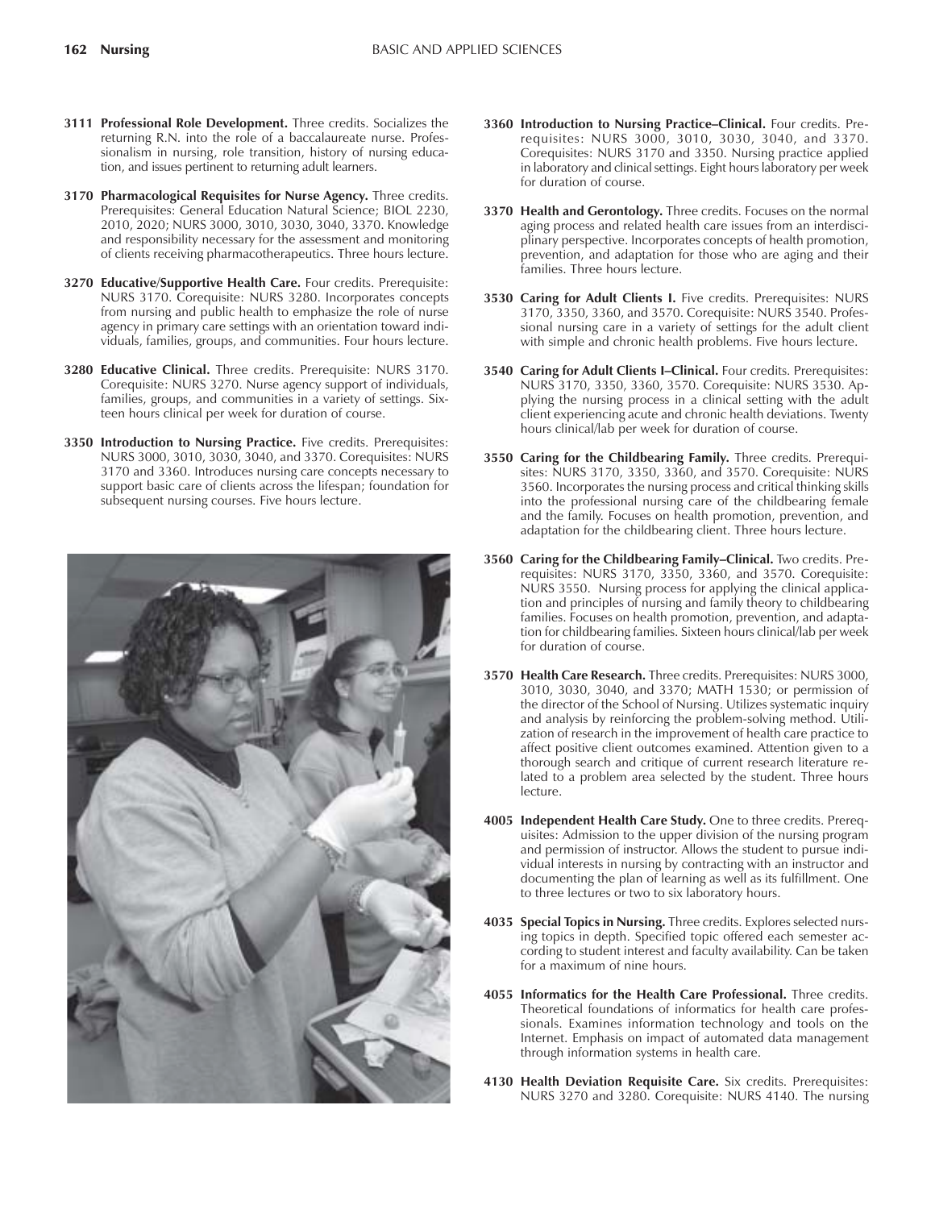**3111 Professional Role Development.** Three credits. Socializes the returning R.N. into the role of a baccalaureate nurse. Professionalism in nursing, role transition, history of nursing education, and issues pertinent to returning adult learners.

**3170 Pharmacological Requisites for Nurse Agency.** Three credits. Prerequisites: General Education Natural Science; BIOL 2230, 2010, 2020; NURS 3000, 3010, 3030, 3040, 3370. Knowledge and responsibility necessary for the assessment and monitoring of clients receiving pharmacotherapeutics. Three hours lecture.

**3270 Educative/Supportive Health Care.** Four credits. Prerequisite: NURS 3170. Corequisite: NURS 3280. Incorporates concepts from nursing and public health to emphasize the role of nurse agency in primary care settings with an orientation toward individuals, families, groups, and communities. Four hours lecture.

**3280 Educative Clinical.** Three credits. Prerequisite: NURS 3170. Corequisite: NURS 3270. Nurse agency support of individuals, families, groups, and communities in a variety of settings. Sixteen hours clinical per week for duration of course.

**3350 Introduction to Nursing Practice.** Five credits. Prerequisites: NURS 3000, 3010, 3030, 3040, and 3370. Corequisites: NURS 3170 and 3360. Introduces nursing care concepts necessary to support basic care of clients across the lifespan; foundation for subsequent nursing courses. Five hours lecture.

**3360 Introduction to Nursing Practice–Clinical.** Four credits. Prerequisites: NURS 3000, 3010, 3030, 3040, and 3370. Corequisites: NURS 3170 and 3350. Nursing practice applied in laboratory and clinical settings. Eight hours laboratory per week for duration of course.

**3370 Health and Gerontology.** Three credits. Focuses on the normal aging process and related health care issues from an interdisciplinary perspective. Incorporates concepts of health promotion, prevention, and adaptation for those who are aging and their families. Three hours lecture.

**3530 Caring for Adult Clients I.** Five credits. Prerequisites: NURS 3170, 3350, 3360, and 3570. Corequisite: NURS 3540. Professional nursing care in a variety of settings for the adult client with simple and chronic health problems. Five hours lecture.

**3540 Caring for Adult Clients I–Clinical.** Four credits. Prerequisites: NURS 3170, 3350, 3360, 3570. Corequisite: NURS 3530. Applying the nursing process in a clinical setting with the adult client experiencing acute and chronic health deviations. Twenty hours clinical/lab per week for duration of course.

**3550 Caring for the Childbearing Family.** Three credits. Prerequisites: NURS 3170, 3350, 3360, and 3570. Corequisite: NURS 3560. Incorporates the nursing process and critical thinking skills into the professional nursing care of the childbearing female and the family. Focuses on health promotion, prevention, and adaptation for the childbearing client. Three hours lecture.

**3560 Caring for the Childbearing Family–Clinical.** Two credits. Prerequisites: NURS 3170, 3350, 3360, and 3570. Corequisite: NURS 3550. Nursing process for applying the clinical application and principles of nursing and family theory to childbearing families. Focuses on health promotion, prevention, and adaptation for childbearing families. Sixteen hours clinical/lab per week for duration of course.

**3570 Health Care Research.** Three credits. Prerequisites: NURS 3000, 3010, 3030, 3040, and 3370; MATH 1530; or permission of the director of the School of Nursing. Utilizes systematic inquiry and analysis by reinforcing the problem-solving method. Utilization of research in the improvement of health care practice to affect positive client outcomes examined. Attention given to a thorough search and critique of current research literature related to a problem area selected by the student. Three hours lecture.

**4005 Independent Health Care Study.** One to three credits. Prerequisites: Admission to the upper division of the nursing program and permission of instructor. Allows the student to pursue individual interests in nursing by contracting with an instructor and documenting the plan of learning as well as its fulfillment. One to three lectures or two to six laboratory hours.

**4035 Special Topics in Nursing.** Three credits. Explores selected nursing topics in depth. Specified topic offered each semester according to student interest and faculty availability. Can be taken for a maximum of nine hours.

**4055 Informatics for the Health Care Professional.** Three credits. Theoretical foundations of informatics for health care professionals. Examines information technology and tools on the Internet. Emphasis on impact of automated data management through information systems in health care.

**4130 Health Deviation Requisite Care.** Six credits. Prerequisites: NURS 3270 and 3280. Corequisite: NURS 4140. The nursing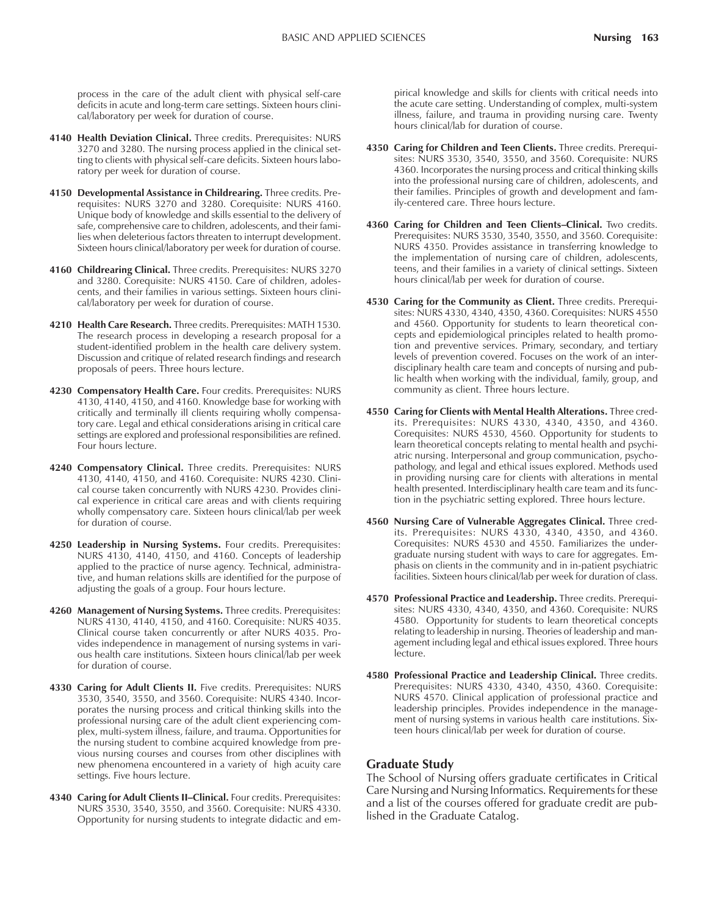process in the care of the adult client with physical self-care deficits in acute and long-term care settings. Sixteen hours clinical/laboratory per week for duration of course.

**4140 Health Deviation Clinical.** Three credits. Prerequisites: NURS 3270 and 3280. The nursing process applied in the clinical setting to clients with physical self-care deficits. Sixteen hours laboratory per week for duration of course.

**4150 Developmental Assistance in Childrearing.** Three credits. Prerequisites: NURS 3270 and 3280. Corequisite: NURS 4160. Unique body of knowledge and skills essential to the delivery of safe, comprehensive care to children, adolescents, and their families when deleterious factors threaten to interrupt development. Sixteen hours clinical/laboratory per week for duration of course.

**4160 Childrearing Clinical.** Three credits. Prerequisites: NURS 3270 and 3280. Corequisite: NURS 4150. Care of children, adolescents, and their families in various settings. Sixteen hours clinical/laboratory per week for duration of course.

**4210 Health Care Research.** Three credits. Prerequisites: MATH 1530. The research process in developing a research proposal for a student-identified problem in the health care delivery system. Discussion and critique of related research findings and research proposals of peers. Three hours lecture.

**4230 Compensatory Health Care.** Four credits. Prerequisites: NURS 4130, 4140, 4150, and 4160. Knowledge base for working with critically and terminally ill clients requiring wholly compensatory care. Legal and ethical considerations arising in critical care settings are explored and professional responsibilities are refined. Four hours lecture.

**4240 Compensatory Clinical.** Three credits. Prerequisites: NURS 4130, 4140, 4150, and 4160. Corequisite: NURS 4230. Clinical course taken concurrently with NURS 4230. Provides clinical experience in critical care areas and with clients requiring wholly compensatory care. Sixteen hours clinical/lab per week for duration of course.

**4250 Leadership in Nursing Systems.** Four credits. Prerequisites: NURS 4130, 4140, 4150, and 4160. Concepts of leadership applied to the practice of nurse agency. Technical, administrative, and human relations skills are identified for the purpose of adjusting the goals of a group. Four hours lecture.

**4260 Management of Nursing Systems.** Three credits. Prerequisites: NURS 4130, 4140, 4150, and 4160. Corequisite: NURS 4035. Clinical course taken concurrently or after NURS 4035. Provides independence in management of nursing systems in various health care institutions. Sixteen hours clinical/lab per week for duration of course.

**4330 Caring for Adult Clients II.** Five credits. Prerequisites: NURS 3530, 3540, 3550, and 3560. Corequisite: NURS 4340. Incorporates the nursing process and critical thinking skills into the professional nursing care of the adult client experiencing complex, multi-system illness, failure, and trauma. Opportunities for the nursing student to combine acquired knowledge from previous nursing courses and courses from other disciplines with new phenomena encountered in a variety of high acuity care settings. Five hours lecture.

**4340 Caring for Adult Clients II–Clinical.** Four credits. Prerequisites: NURS 3530, 3540, 3550, and 3560. Corequisite: NURS 4330. Opportunity for nursing students to integrate didactic and empirical knowledge and skills for clients with critical needs into the acute care setting. Understanding of complex, multi-system illness, failure, and trauma in providing nursing care. Twenty hours clinical/lab for duration of course.

**4350 Caring for Children and Teen Clients.** Three credits. Prerequisites: NURS 3530, 3540, 3550, and 3560. Corequisite: NURS 4360. Incorporates the nursing process and critical thinking skills into the professional nursing care of children, adolescents, and their families. Principles of growth and development and family-centered care. Three hours lecture.

**4360 Caring for Children and Teen Clients–Clinical.** Two credits. Prerequisites: NURS 3530, 3540, 3550, and 3560. Corequisite: NURS 4350. Provides assistance in transferring knowledge to the implementation of nursing care of children, adolescents, teens, and their families in a variety of clinical settings. Sixteen hours clinical/lab per week for duration of course.

**4530 Caring for the Community as Client.** Three credits. Prerequisites: NURS 4330, 4340, 4350, 4360. Corequisites: NURS 4550 and 4560. Opportunity for students to learn theoretical concepts and epidemiological principles related to health promotion and preventive services. Primary, secondary, and tertiary levels of prevention covered. Focuses on the work of an interdisciplinary health care team and concepts of nursing and public health when working with the individual, family, group, and community as client. Three hours lecture.

**4550 Caring for Clients with Mental Health Alterations.** Three credits. Prerequisites: NURS 4330, 4340, 4350, and 4360. Corequisites: NURS 4530, 4560. Opportunity for students to learn theoretical concepts relating to mental health and psychiatric nursing. Interpersonal and group communication, psychopathology, and legal and ethical issues explored. Methods used in providing nursing care for clients with alterations in mental health presented. Interdisciplinary health care team and its function in the psychiatric setting explored. Three hours lecture.

**4560 Nursing Care of Vulnerable Aggregates Clinical.** Three credits. Prerequisites: NURS 4330, 4340, 4350, and 4360. Corequisites: NURS 4530 and 4550. Familiarizes the undergraduate nursing student with ways to care for aggregates. Emphasis on clients in the community and in in-patient psychiatric facilities. Sixteen hours clinical/lab per week for duration of class.

**4570 Professional Practice and Leadership.** Three credits. Prerequisites: NURS 4330, 4340, 4350, and 4360. Corequisite: NURS 4580. Opportunity for students to learn theoretical concepts relating to leadership in nursing. Theories of leadership and management including legal and ethical issues explored. Three hours lecture.

**4580 Professional Practice and Leadership Clinical.** Three credits. Prerequisites: NURS 4330, 4340, 4350, 4360. Corequisite: NURS 4570. Clinical application of professional practice and leadership principles. Provides independence in the management of nursing systems in various health care institutions. Sixteen hours clinical/lab per week for duration of course.

## Graduate Study

The School of Nursing offers graduate certificates in Critical Care Nursing and Nursing Informatics. Requirements for these and a list of the courses offered for graduate credit are published in the Graduate Catalog.